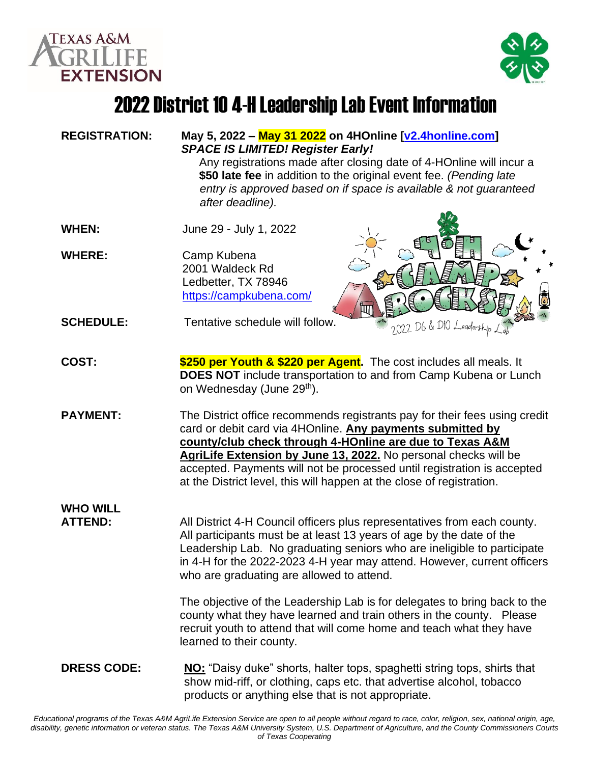# 2022 District 10 4-H Leadership Lab Event Information

**REGISTRATION:** **May 5, 2022 – May 31 2022 on 4HOnline [v2.4honline.com]**
***SPACE IS LIMITED! Register Early!***
Any registrations made after closing date of 4-HOnline will incur a **$50 late fee** in addition to the original event fee. *(Pending late entry is approved based on if space is available & not guaranteed after deadline).*

**WHEN:** June 29 - July 1, 2022

**WHERE:** Camp Kubena
2001 Waldeck Rd
Ledbetter, TX 78946
https://campkubena.com/

**SCHEDULE:** Tentative schedule will follow.

**COST:** **$250 per Youth & $220 per Agent.** The cost includes all meals. It **DOES NOT** include transportation to and from Camp Kubena or Lunch on Wednesday (June 29th).

**PAYMENT:** The District office recommends registrants pay for their fees using credit card or debit card via 4HOnline. **Any payments submitted by county/club check through 4-HOnline are due to Texas A&M AgriLife Extension by June 13, 2022.** No personal checks will be accepted. Payments will not be processed until registration is accepted at the District level, this will happen at the close of registration.

**WHO WILL ATTEND:** All District 4-H Council officers plus representatives from each county. All participants must be at least 13 years of age by the date of the Leadership Lab. No graduating seniors who are ineligible to participate in 4-H for the 2022-2023 4-H year may attend. However, current officers who are graduating are allowed to attend.

The objective of the Leadership Lab is for delegates to bring back to the county what they have learned and train others in the county. Please recruit youth to attend that will come home and teach what they have learned to their county.

**DRESS CODE:** **NO:** "Daisy duke" shorts, halter tops, spaghetti string tops, shirts that show mid-riff, or clothing, caps etc. that advertise alcohol, tobacco products or anything else that is not appropriate.

*Educational programs of the Texas A&M AgriLife Extension Service are open to all people without regard to race, color, religion, sex, national origin, age, disability, genetic information or veteran status. The Texas A&M University System, U.S. Department of Agriculture, and the County Commissioners Courts of Texas Cooperating*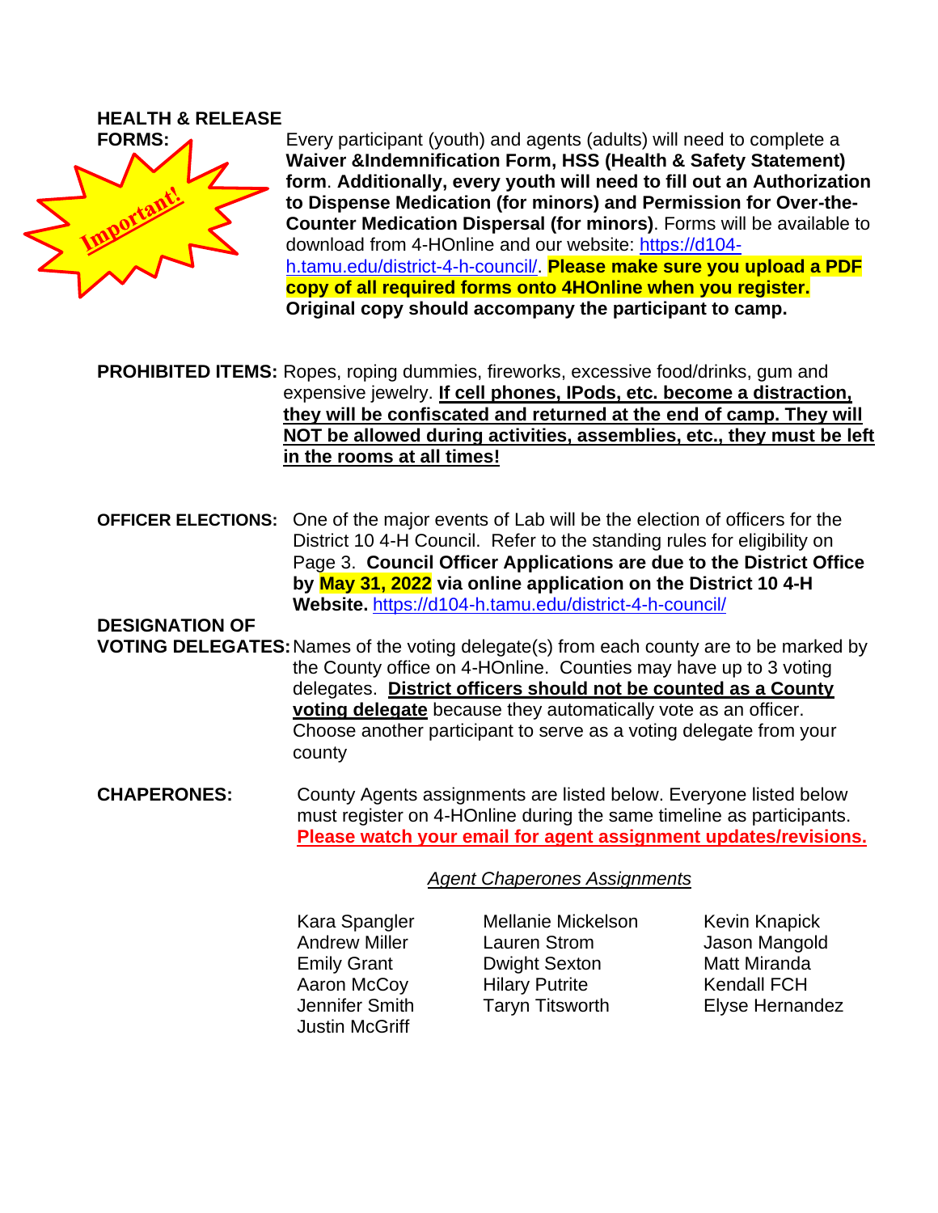**HEALTH & RELEASE FORMS:**

Important!

Every participant (youth) and agents (adults) will need to complete a **Waiver &Indemnification Form, HSS (Health & Safety Statement) form**. **Additionally, every youth will need to fill out an Authorization to Dispense Medication (for minors) and Permission for Over-the-Counter Medication Dispersal (for minors)**. Forms will be available to download from 4-HOnline and our website: https://d104-h.tamu.edu/district-4-h-council/. **Please make sure you upload a PDF copy of all required forms onto 4HOnline when you register. Original copy should accompany the participant to camp.**

**PROHIBITED ITEMS:** Ropes, roping dummies, fireworks, excessive food/drinks, gum and expensive jewelry. **If cell phones, IPods, etc. become a distraction, they will be confiscated and returned at the end of camp. They will NOT be allowed during activities, assemblies, etc., they must be left in the rooms at all times!**

**OFFICER ELECTIONS:** One of the major events of Lab will be the election of officers for the District 10 4-H Council. Refer to the standing rules for eligibility on Page 3. **Council Officer Applications are due to the District Office by May 31, 2022 via online application on the District 10 4-H Website.** https://d104-h.tamu.edu/district-4-h-council/

**DESIGNATION OF VOTING DELEGATES:** Names of the voting delegate(s) from each county are to be marked by the County office on 4-HOnline. Counties may have up to 3 voting delegates. **District officers should not be counted as a County voting delegate** because they automatically vote as an officer. Choose another participant to serve as a voting delegate from your county

**CHAPERONES:** County Agents assignments are listed below. Everyone listed below must register on 4-HOnline during the same timeline as participants. **Please watch your email for agent assignment updates/revisions.**

*Agent Chaperones Assignments*

| | | |
|---|---|---|
| Kara Spangler | Mellanie Mickelson | Kevin Knapick |
| Andrew Miller | Lauren Strom | Jason Mangold |
| Emily Grant | Dwight Sexton | Matt Miranda |
| Aaron McCoy | Hilary Putrite | Kendall FCH |
| Jennifer Smith | Taryn Titsworth | Elyse Hernandez |
| Justin McGriff | | |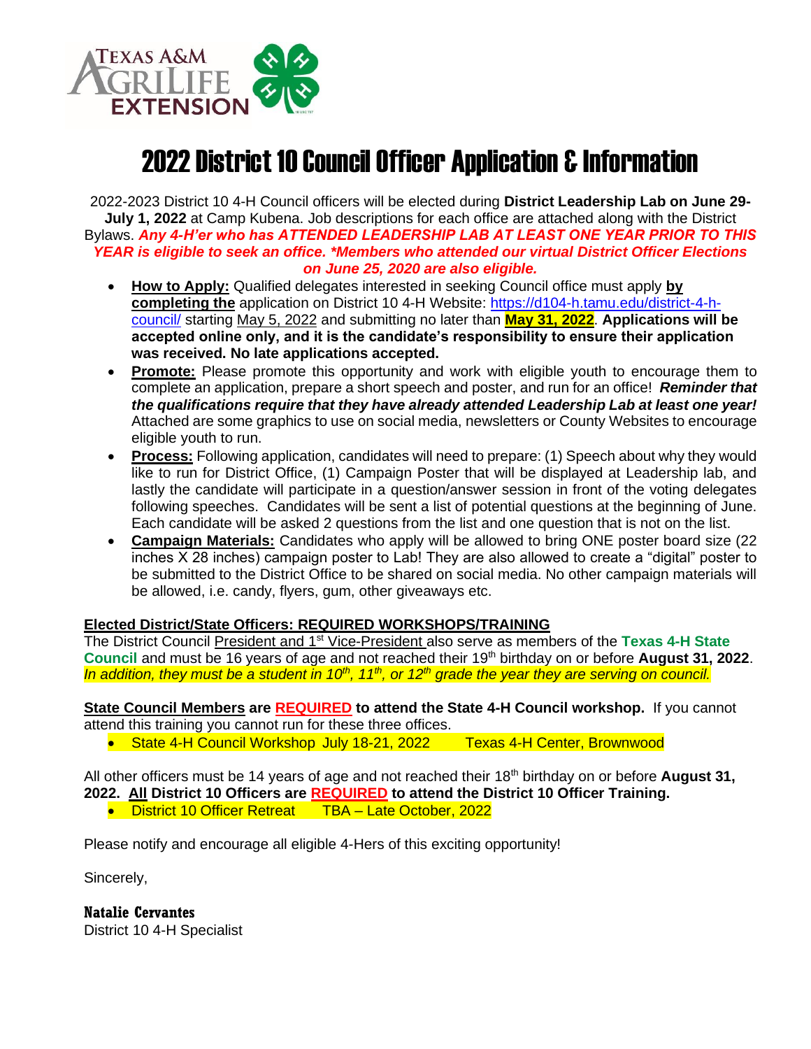# 2022 District 10 Council Officer Application & Information

2022-2023 District 10 4-H Council officers will be elected during **District Leadership Lab on June 29-July 1, 2022** at Camp Kubena. Job descriptions for each office are attached along with the District Bylaws. ***Any 4-H'er who has ATTENDED LEADERSHIP LAB AT LEAST ONE YEAR PRIOR TO THIS YEAR is eligible to seek an office. *Members who attended our virtual District Officer Elections on June 25, 2020 are also eligible.***

- **How to Apply:** Qualified delegates interested in seeking Council office must apply **by completing the** application on District 10 4-H Website: https://d104-h.tamu.edu/district-4-h-council/ starting May 5, 2022 and submitting no later than **May 31, 2022**. **Applications will be accepted online only, and it is the candidate's responsibility to ensure their application was received. No late applications accepted.**
- **Promote:** Please promote this opportunity and work with eligible youth to encourage them to complete an application, prepare a short speech and poster, and run for an office! ***Reminder that the qualifications require that they have already attended Leadership Lab at least one year!*** Attached are some graphics to use on social media, newsletters or County Websites to encourage eligible youth to run.
- **Process:** Following application, candidates will need to prepare: (1) Speech about why they would like to run for District Office, (1) Campaign Poster that will be displayed at Leadership lab, and lastly the candidate will participate in a question/answer session in front of the voting delegates following speeches. Candidates will be sent a list of potential questions at the beginning of June. Each candidate will be asked 2 questions from the list and one question that is not on the list.
- **Campaign Materials:** Candidates who apply will be allowed to bring ONE poster board size (22 inches X 28 inches) campaign poster to Lab! They are also allowed to create a "digital" poster to be submitted to the District Office to be shared on social media. No other campaign materials will be allowed, i.e. candy, flyers, gum, other giveaways etc.

**Elected District/State Officers: REQUIRED WORKSHOPS/TRAINING**

The District Council President and 1st Vice-President also serve as members of the **Texas 4-H State Council** and must be 16 years of age and not reached their 19th birthday on or before **August 31, 2022**. *In addition, they must be a student in 10th, 11th, or 12th grade the year they are serving on council.*

**State Council Members are REQUIRED to attend the State 4-H Council workshop.** If you cannot attend this training you cannot run for these three offices.

- State 4-H Council Workshop July 18-21, 2022 Texas 4-H Center, Brownwood

All other officers must be 14 years of age and not reached their 18th birthday on or before **August 31, 2022. All District 10 Officers are REQUIRED to attend the District 10 Officer Training.**

- District 10 Officer Retreat TBA – Late October, 2022

Please notify and encourage all eligible 4-Hers of this exciting opportunity!

Sincerely,

**Natalie Cervantes**
District 10 4-H Specialist